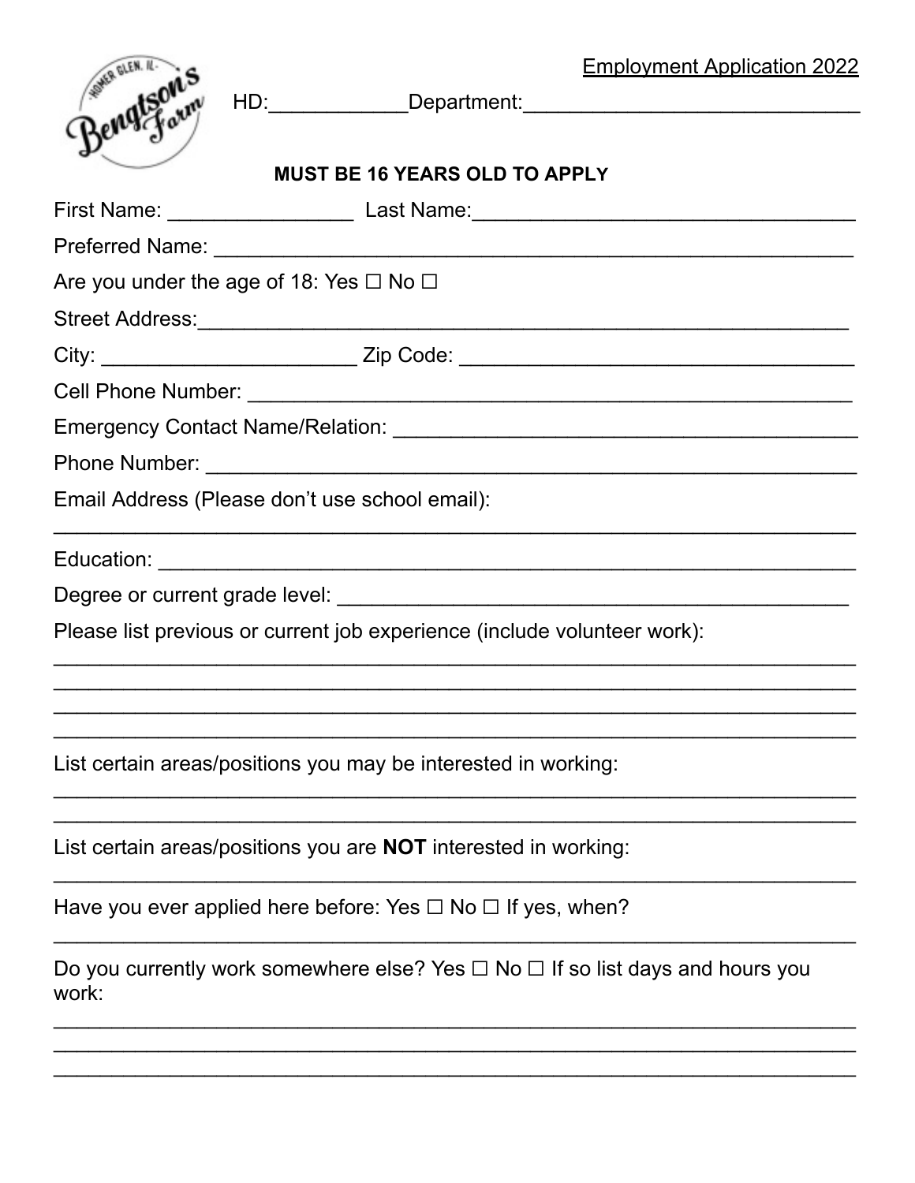Employment Application 2022

HD:____________Department:_____________________________

**MUST BE 16 YEARS OLD TO APPLY**

First Name: ________________ Last Name:__________________________________

Preferred Name: _________________________________________________________

Are you under the age of 18: Yes ☐ No ☐

Street Address:__________________________________________________________

City: ______________________ Zip Code: __________________________________

Cell Phone Number: ______________________________________________________

Emergency Contact Name/Relation: _________________________________________

Phone Number: __________________________________________________________

Email Address (Please don't use school email):

_________________________________________________________________________

Education: ______________________________________________________________

Degree or current grade level: ____________________________________________

Please list previous or current job experience (include volunteer work):

_________________________________________________________________________

_________________________________________________________________________

_________________________________________________________________________

_________________________________________________________________________

List certain areas/positions you may be interested in working:

_________________________________________________________________________

_________________________________________________________________________

List certain areas/positions you are **NOT** interested in working:

_________________________________________________________________________

Have you ever applied here before: Yes ☐ No ☐ If yes, when?

_________________________________________________________________________

Do you currently work somewhere else? Yes ☐ No ☐ If so list days and hours you work:

_________________________________________________________________________

_________________________________________________________________________

_________________________________________________________________________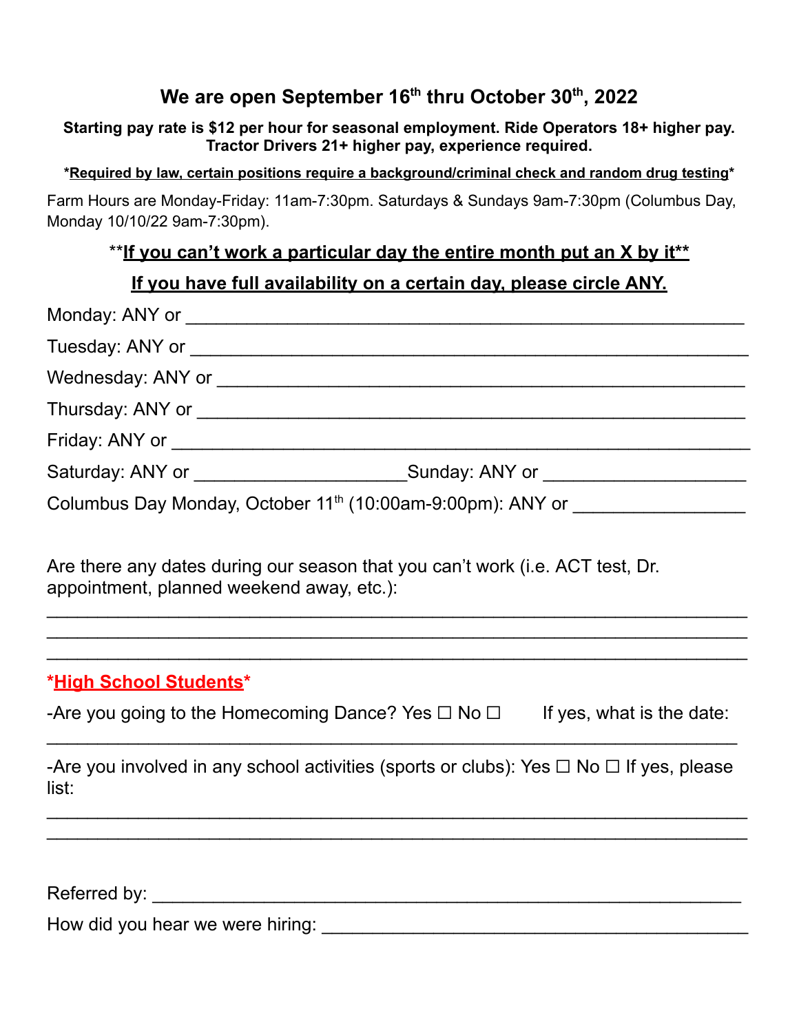## We are open September 16th thru October 30th, 2022

**Starting pay rate is $12 per hour for seasonal employment. Ride Operators 18+ higher pay. Tractor Drivers 21+ higher pay, experience required.**

***Required by law, certain positions require a background/criminal check and random drug testing***

Farm Hours are Monday-Friday: 11am-7:30pm. Saturdays & Sundays 9am-7:30pm (Columbus Day, Monday 10/10/22 9am-7:30pm).

****If you can't work a particular day the entire month put an X by it****

**If you have full availability on a certain day, please circle ANY.**

Monday: ANY or ________________________________________________

Tuesday: ANY or ________________________________________________

Wednesday: ANY or ______________________________________________

Thursday: ANY or _______________________________________________

Friday: ANY or __________________________________________________

Saturday: ANY or ____________________ Sunday: ANY or ____________________

Columbus Day Monday, October 11th (10:00am-9:00pm): ANY or _________________

Are there any dates during our season that you can't work (i.e. ACT test, Dr. appointment, planned weekend away, etc.):

_______________________________________________________________________

_______________________________________________________________________

_______________________________________________________________________

***High School Students***

-Are you going to the Homecoming Dance? Yes ☐ No ☐ If yes, what is the date:

_______________________________________________________________________

-Are you involved in any school activities (sports or clubs): Yes ☐ No ☐ If yes, please list:

_______________________________________________________________________

_______________________________________________________________________

Referred by: ___________________________________________________________

How did you hear we were hiring: ___________________________________________